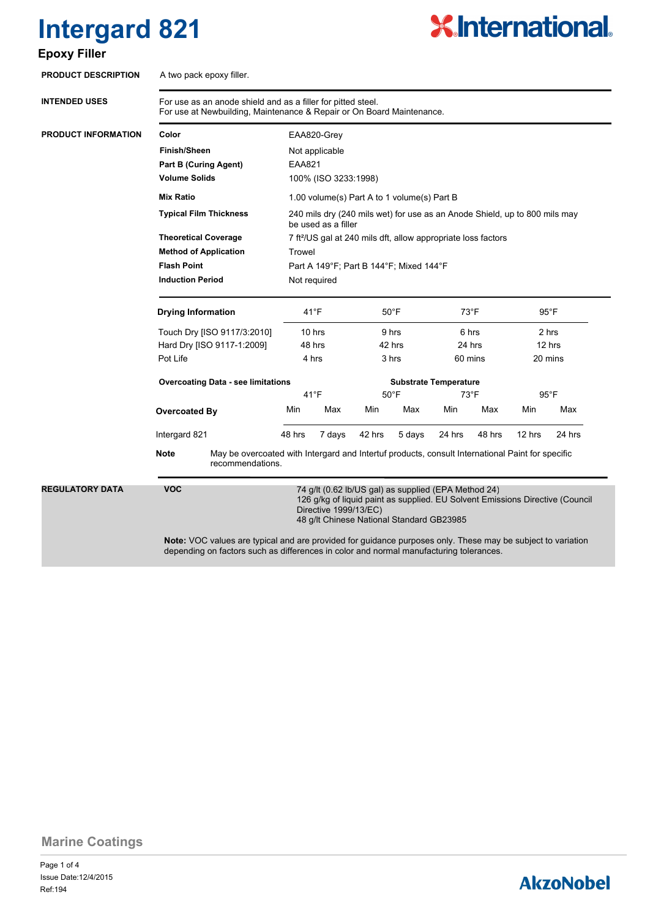# Intergard 821

## Epoxy Filler

**International**

**PRODUCT DESCRIPTION**

A two pack epoxy filler.

**INTENDED USES**

For use as an anode shield and as a filler for pitted steel.
For use at Newbuilding, Maintenance & Repair or On Board Maintenance.

**PRODUCT INFORMATION**

| | |
|---|---|
| **Color** | EAA820-Grey |
| **Finish/Sheen** | Not applicable |
| **Part B (Curing Agent)** | EAA821 |
| **Volume Solids** | 100% (ISO 3233:1998) |
| **Mix Ratio** | 1.00 volume(s) Part A to 1 volume(s) Part B |
| **Typical Film Thickness** | 240 mils dry (240 mils wet) for use as an Anode Shield, up to 800 mils may be used as a filler |
| **Theoretical Coverage** | 7 ft²/US gal at 240 mils dft, allow appropriate loss factors |
| **Method of Application** | Trowel |
| **Flash Point** | Part A 149°F; Part B 144°F; Mixed 144°F |
| **Induction Period** | Not required |

| **Drying Information** | 41°F | 50°F | 73°F | 95°F |
|---|---|---|---|---|
| Touch Dry [ISO 9117/3:2010] | 10 hrs | 9 hrs | 6 hrs | 2 hrs |
| Hard Dry [ISO 9117-1:2009] | 48 hrs | 42 hrs | 24 hrs | 12 hrs |
| Pot Life | 4 hrs | 3 hrs | 60 mins | 20 mins |

| **Overcoating Data - see limitations** | **Substrate Temperature** | | | | | | | |
|---|---|---|---|---|---|---|---|---|
| | 41°F | | 50°F | | 73°F | | 95°F | |
| **Overcoated By** | Min | Max | Min | Max | Min | Max | Min | Max |
| Intergard 821 | 48 hrs | 7 days | 42 hrs | 5 days | 24 hrs | 48 hrs | 12 hrs | 24 hrs |

**Note** May be overcoated with Intergard and Intertuf products, consult International Paint for specific recommendations.

**REGULATORY DATA**

**VOC**

74 g/lt (0.62 lb/US gal) as supplied (EPA Method 24)
126 g/kg of liquid paint as supplied. EU Solvent Emissions Directive (Council Directive 1999/13/EC)
48 g/lt Chinese National Standard GB23985

**Note:** VOC values are typical and are provided for guidance purposes only. These may be subject to variation depending on factors such as differences in color and normal manufacturing tolerances.

Marine Coatings

Issue Date:12/4/2015
Ref:194

**AkzoNobel**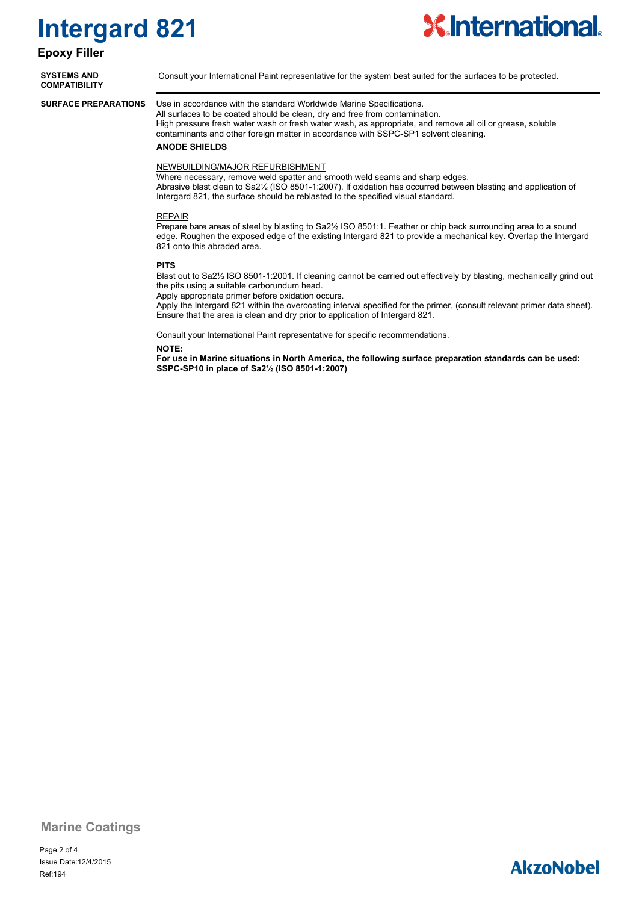# Intergard 821

## Epoxy Filler

**SYSTEMS AND COMPATIBILITY**

Consult your International Paint representative for the system best suited for the surfaces to be protected.

**SURFACE PREPARATIONS**

Use in accordance with the standard Worldwide Marine Specifications.
All surfaces to be coated should be clean, dry and free from contamination.
High pressure fresh water wash or fresh water wash, as appropriate, and remove all oil or grease, soluble contaminants and other foreign matter in accordance with SSPC-SP1 solvent cleaning.

**ANODE SHIELDS**

NEWBUILDING/MAJOR REFURBISHMENT
Where necessary, remove weld spatter and smooth weld seams and sharp edges.
Abrasive blast clean to Sa2½ (ISO 8501-1:2007). If oxidation has occurred between blasting and application of Intergard 821, the surface should be reblasted to the specified visual standard.

REPAIR
Prepare bare areas of steel by blasting to Sa2½ ISO 8501:1. Feather or chip back surrounding area to a sound edge. Roughen the exposed edge of the existing Intergard 821 to provide a mechanical key. Overlap the Intergard 821 onto this abraded area.

**PITS**

Blast out to Sa2½ ISO 8501-1:2001. If cleaning cannot be carried out effectively by blasting, mechanically grind out the pits using a suitable carborundum head.
Apply appropriate primer before oxidation occurs.
Apply the Intergard 821 within the overcoating interval specified for the primer, (consult relevant primer data sheet).
Ensure that the area is clean and dry prior to application of Intergard 821.

Consult your International Paint representative for specific recommendations.

**NOTE:**
**For use in Marine situations in North America, the following surface preparation standards can be used: SSPC-SP10 in place of Sa2½ (ISO 8501-1:2007)**

Marine Coatings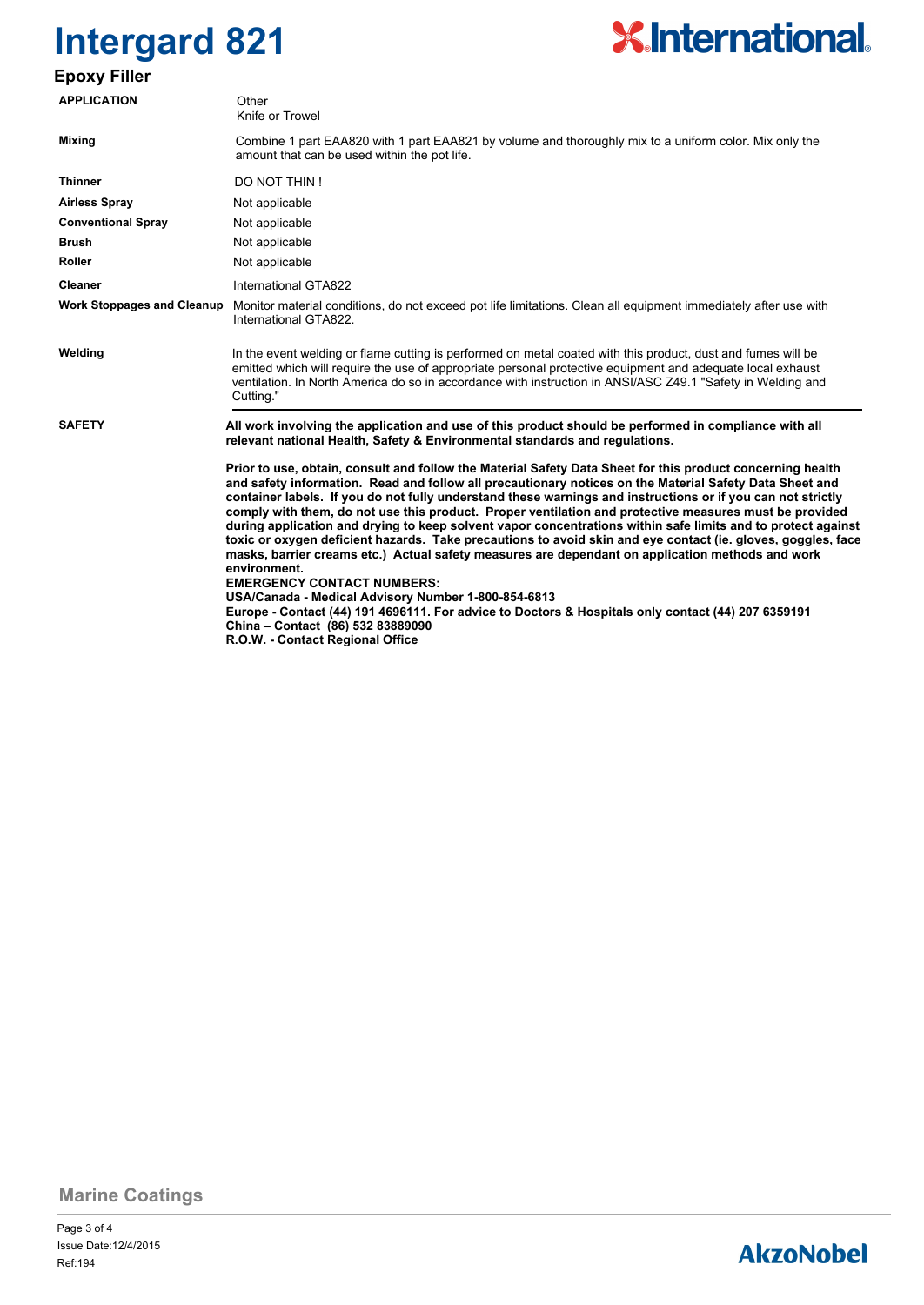# Intergard 821

## Epoxy Filler

| | |
|---|---|
| **APPLICATION** | Other<br>Knife or Trowel |
| **Mixing** | Combine 1 part EAA820 with 1 part EAA821 by volume and thoroughly mix to a uniform color. Mix only the amount that can be used within the pot life. |
| **Thinner** | DO NOT THIN ! |
| **Airless Spray** | Not applicable |
| **Conventional Spray** | Not applicable |
| **Brush** | Not applicable |
| **Roller** | Not applicable |
| **Cleaner** | International GTA822 |
| **Work Stoppages and Cleanup** | Monitor material conditions, do not exceed pot life limitations. Clean all equipment immediately after use with International GTA822. |
| **Welding** | In the event welding or flame cutting is performed on metal coated with this product, dust and fumes will be emitted which will require the use of appropriate personal protective equipment and adequate local exhaust ventilation. In North America do so in accordance with instruction in ANSI/ASC Z49.1 "Safety in Welding and Cutting." |

**SAFETY**

**All work involving the application and use of this product should be performed in compliance with all relevant national Health, Safety & Environmental standards and regulations.**

**Prior to use, obtain, consult and follow the Material Safety Data Sheet for this product concerning health and safety information. Read and follow all precautionary notices on the Material Safety Data Sheet and container labels. If you do not fully understand these warnings and instructions or if you can not strictly comply with them, do not use this product. Proper ventilation and protective measures must be provided during application and drying to keep solvent vapor concentrations within safe limits and to protect against toxic or oxygen deficient hazards. Take precautions to avoid skin and eye contact (ie. gloves, goggles, face masks, barrier creams etc.) Actual safety measures are dependant on application methods and work environment.**
**EMERGENCY CONTACT NUMBERS:**
**USA/Canada - Medical Advisory Number 1-800-854-6813**
**Europe - Contact (44) 191 4696111. For advice to Doctors & Hospitals only contact (44) 207 6359191**
**China – Contact (86) 532 83889090**
**R.O.W. - Contact Regional Office**

Marine Coatings

Issue Date:12/4/2015
Ref:194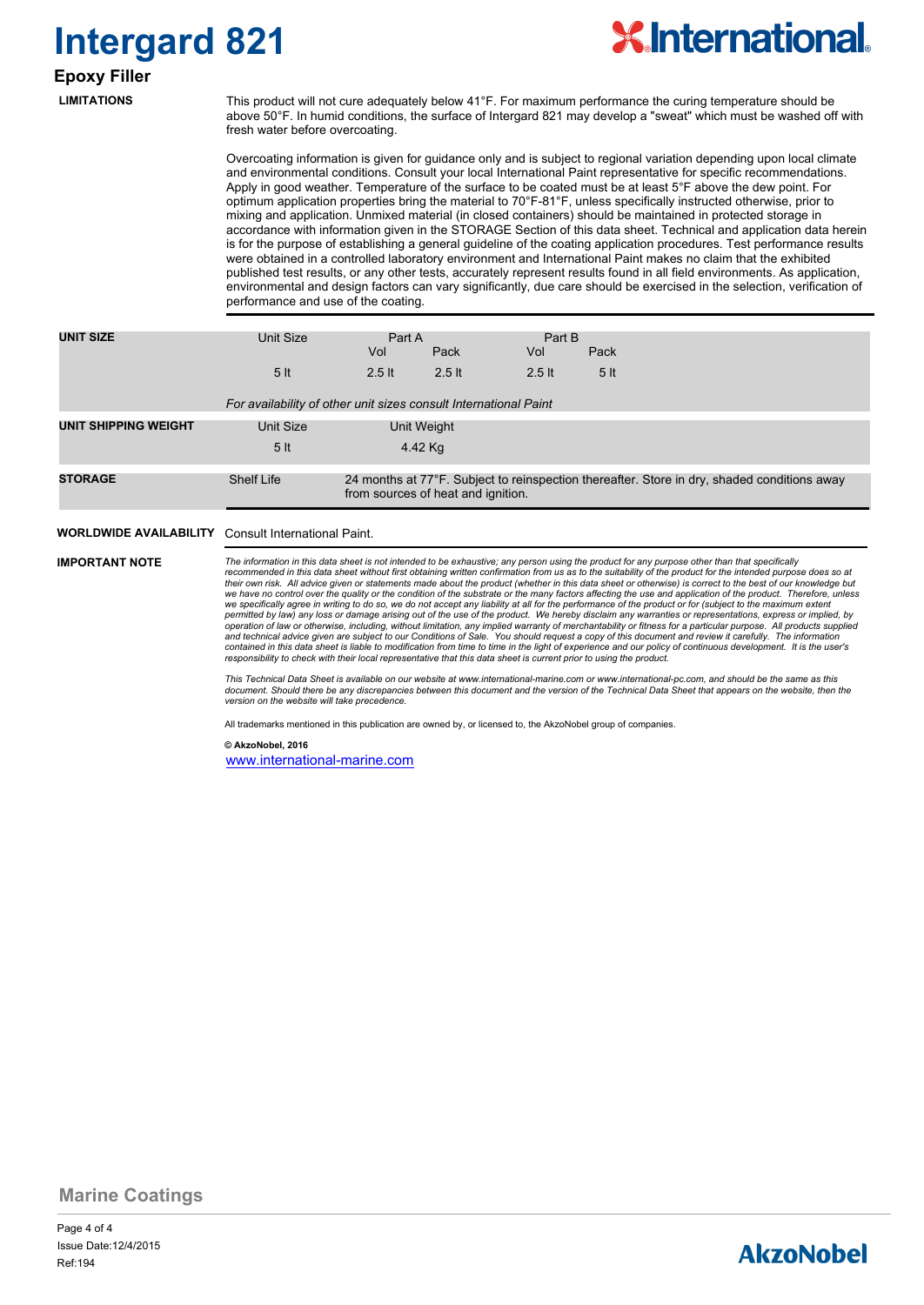# Intergard 821

## Epoxy Filler

**LIMITATIONS**

This product will not cure adequately below 41°F. For maximum performance the curing temperature should be above 50°F. In humid conditions, the surface of Intergard 821 may develop a "sweat" which must be washed off with fresh water before overcoating.

Overcoating information is given for guidance only and is subject to regional variation depending upon local climate and environmental conditions. Consult your local International Paint representative for specific recommendations. Apply in good weather. Temperature of the surface to be coated must be at least 5°F above the dew point. For optimum application properties bring the material to 70°F-81°F, unless specifically instructed otherwise, prior to mixing and application. Unmixed material (in closed containers) should be maintained in protected storage in accordance with information given in the STORAGE Section of this data sheet. Technical and application data herein is for the purpose of establishing a general guideline of the coating application procedures. Test performance results were obtained in a controlled laboratory environment and International Paint makes no claim that the exhibited published test results, or any other tests, accurately represent results found in all field environments. As application, environmental and design factors can vary significantly, due care should be exercised in the selection, verification of performance and use of the coating.

**UNIT SIZE**

| Unit Size | Part A | | Part B | |
|---|---|---|---|---|
| | Vol | Pack | Vol | Pack |
| 5 lt | 2.5 lt | 2.5 lt | 2.5 lt | 5 lt |

*For availability of other unit sizes consult International Paint*

**UNIT SHIPPING WEIGHT**

| Unit Size | Unit Weight |
|---|---|
| 5 lt | 4.42 Kg |

**STORAGE**

| | |
|---|---|
| Shelf Life | 24 months at 77°F. Subject to reinspection thereafter. Store in dry, shaded conditions away from sources of heat and ignition. |

**WORLDWIDE AVAILABILITY** Consult International Paint.

**IMPORTANT NOTE**

*The information in this data sheet is not intended to be exhaustive; any person using the product for any purpose other than that specifically recommended in this data sheet without first obtaining written confirmation from us as to the suitability of the product for the intended purpose does so at their own risk. All advice given or statements made about the product (whether in this data sheet or otherwise) is correct to the best of our knowledge but we have no control over the quality or the condition of the substrate or the many factors affecting the use and application of the product. Therefore, unless we specifically agree in writing to do so, we do not accept any liability at all for the performance of the product or for (subject to the maximum extent permitted by law) any loss or damage arising out of the use of the product. We hereby disclaim any warranties or representations, express or implied, by operation of law or otherwise, including, without limitation, any implied warranty of merchantability or fitness for a particular purpose. All products supplied and technical advice given are subject to our Conditions of Sale. You should request a copy of this document and review it carefully. The information contained in this data sheet is liable to modification from time to time in the light of experience and our policy of continuous development. It is the user's responsibility to check with their local representative that this data sheet is current prior to using the product.*

*This Technical Data Sheet is available on our website at www.international-marine.com or www.international-pc.com, and should be the same as this document. Should there be any discrepancies between this document and the version of the Technical Data Sheet that appears on the website, then the version on the website will take precedence.*

All trademarks mentioned in this publication are owned by, or licensed to, the AkzoNobel group of companies.

**© AkzoNobel, 2016**

www.international-marine.com

Marine Coatings

Issue Date:12/4/2015
Ref:194